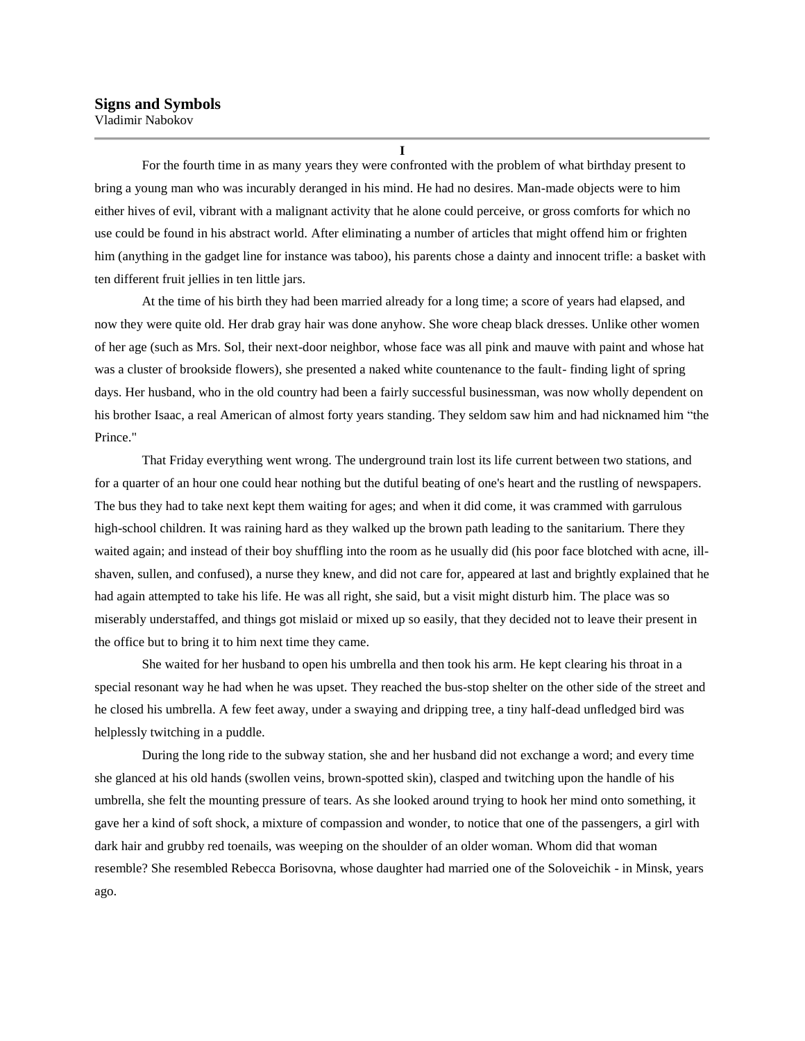# Signs and Symbols

Vladimir Nabokov

---

**I**

For the fourth time in as many years they were confronted with the problem of what birthday present to bring a young man who was incurably deranged in his mind. He had no desires. Man-made objects were to him either hives of evil, vibrant with a malignant activity that he alone could perceive, or gross comforts for which no use could be found in his abstract world. After eliminating a number of articles that might offend him or frighten him (anything in the gadget line for instance was taboo), his parents chose a dainty and innocent trifle: a basket with ten different fruit jellies in ten little jars.

At the time of his birth they had been married already for a long time; a score of years had elapsed, and now they were quite old. Her drab gray hair was done anyhow. She wore cheap black dresses. Unlike other women of her age (such as Mrs. Sol, their next-door neighbor, whose face was all pink and mauve with paint and whose hat was a cluster of brookside flowers), she presented a naked white countenance to the fault- finding light of spring days. Her husband, who in the old country had been a fairly successful businessman, was now wholly dependent on his brother Isaac, a real American of almost forty years standing. They seldom saw him and had nicknamed him "the Prince."

That Friday everything went wrong. The underground train lost its life current between two stations, and for a quarter of an hour one could hear nothing but the dutiful beating of one's heart and the rustling of newspapers. The bus they had to take next kept them waiting for ages; and when it did come, it was crammed with garrulous high-school children. It was raining hard as they walked up the brown path leading to the sanitarium. There they waited again; and instead of their boy shuffling into the room as he usually did (his poor face blotched with acne, ill-shaven, sullen, and confused), a nurse they knew, and did not care for, appeared at last and brightly explained that he had again attempted to take his life. He was all right, she said, but a visit might disturb him. The place was so miserably understaffed, and things got mislaid or mixed up so easily, that they decided not to leave their present in the office but to bring it to him next time they came.

She waited for her husband to open his umbrella and then took his arm. He kept clearing his throat in a special resonant way he had when he was upset. They reached the bus-stop shelter on the other side of the street and he closed his umbrella. A few feet away, under a swaying and dripping tree, a tiny half-dead unfledged bird was helplessly twitching in a puddle.

During the long ride to the subway station, she and her husband did not exchange a word; and every time she glanced at his old hands (swollen veins, brown-spotted skin), clasped and twitching upon the handle of his umbrella, she felt the mounting pressure of tears. As she looked around trying to hook her mind onto something, it gave her a kind of soft shock, a mixture of compassion and wonder, to notice that one of the passengers, a girl with dark hair and grubby red toenails, was weeping on the shoulder of an older woman. Whom did that woman resemble? She resembled Rebecca Borisovna, whose daughter had married one of the Soloveichik - in Minsk, years ago.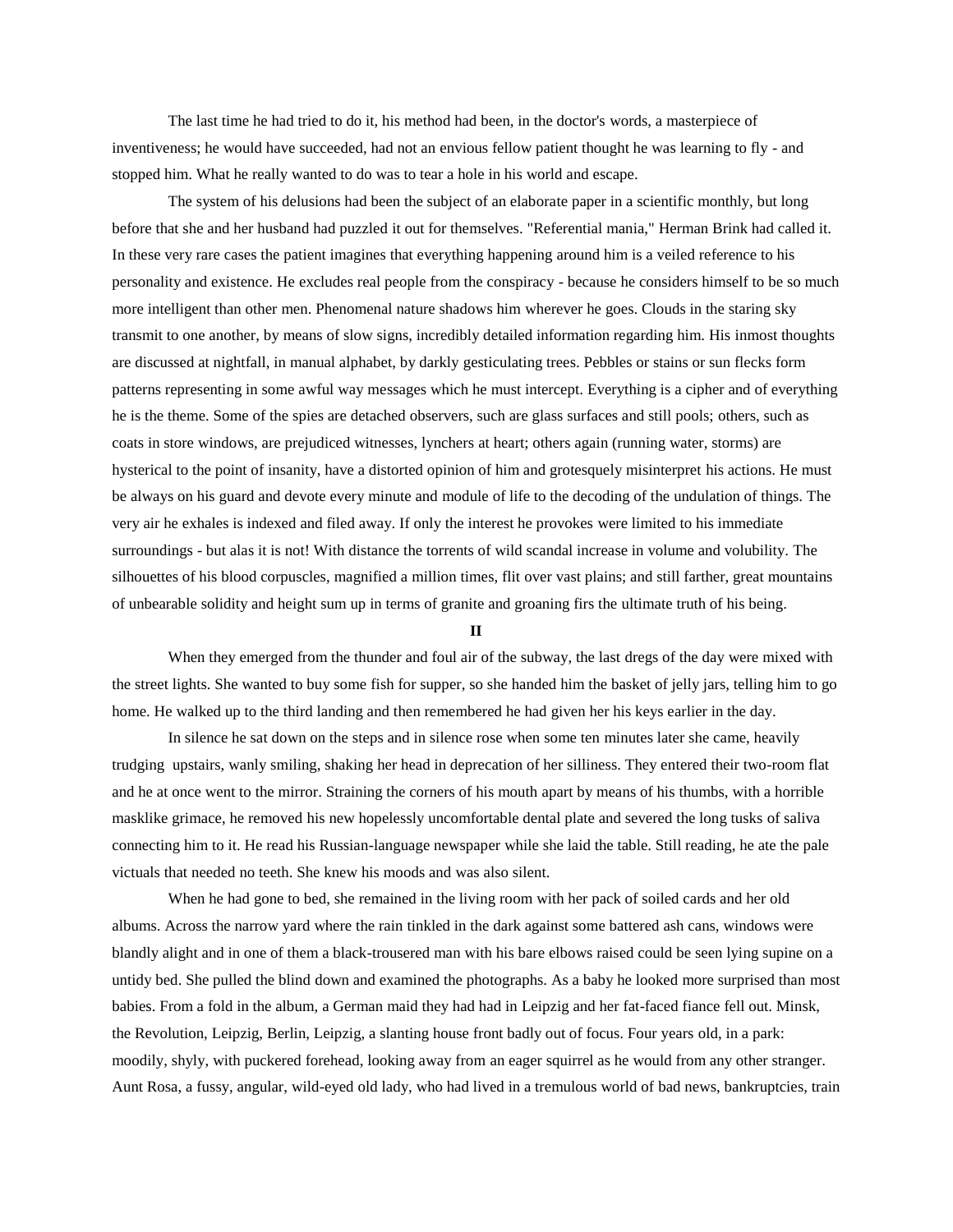The last time he had tried to do it, his method had been, in the doctor's words, a masterpiece of inventiveness; he would have succeeded, had not an envious fellow patient thought he was learning to fly - and stopped him. What he really wanted to do was to tear a hole in his world and escape.

The system of his delusions had been the subject of an elaborate paper in a scientific monthly, but long before that she and her husband had puzzled it out for themselves. "Referential mania," Herman Brink had called it. In these very rare cases the patient imagines that everything happening around him is a veiled reference to his personality and existence. He excludes real people from the conspiracy - because he considers himself to be so much more intelligent than other men. Phenomenal nature shadows him wherever he goes. Clouds in the staring sky transmit to one another, by means of slow signs, incredibly detailed information regarding him. His inmost thoughts are discussed at nightfall, in manual alphabet, by darkly gesticulating trees. Pebbles or stains or sun flecks form patterns representing in some awful way messages which he must intercept. Everything is a cipher and of everything he is the theme. Some of the spies are detached observers, such are glass surfaces and still pools; others, such as coats in store windows, are prejudiced witnesses, lynchers at heart; others again (running water, storms) are hysterical to the point of insanity, have a distorted opinion of him and grotesquely misinterpret his actions. He must be always on his guard and devote every minute and module of life to the decoding of the undulation of things. The very air he exhales is indexed and filed away. If only the interest he provokes were limited to his immediate surroundings - but alas it is not! With distance the torrents of wild scandal increase in volume and volubility. The silhouettes of his blood corpuscles, magnified a million times, flit over vast plains; and still farther, great mountains of unbearable solidity and height sum up in terms of granite and groaning firs the ultimate truth of his being.

## II

When they emerged from the thunder and foul air of the subway, the last dregs of the day were mixed with the street lights. She wanted to buy some fish for supper, so she handed him the basket of jelly jars, telling him to go home. He walked up to the third landing and then remembered he had given her his keys earlier in the day.

In silence he sat down on the steps and in silence rose when some ten minutes later she came, heavily trudging upstairs, wanly smiling, shaking her head in deprecation of her silliness. They entered their two-room flat and he at once went to the mirror. Straining the corners of his mouth apart by means of his thumbs, with a horrible masklike grimace, he removed his new hopelessly uncomfortable dental plate and severed the long tusks of saliva connecting him to it. He read his Russian-language newspaper while she laid the table. Still reading, he ate the pale victuals that needed no teeth. She knew his moods and was also silent.

When he had gone to bed, she remained in the living room with her pack of soiled cards and her old albums. Across the narrow yard where the rain tinkled in the dark against some battered ash cans, windows were blandly alight and in one of them a black-trousered man with his bare elbows raised could be seen lying supine on a untidy bed. She pulled the blind down and examined the photographs. As a baby he looked more surprised than most babies. From a fold in the album, a German maid they had had in Leipzig and her fat-faced fiance fell out. Minsk, the Revolution, Leipzig, Berlin, Leipzig, a slanting house front badly out of focus. Four years old, in a park: moodily, shyly, with puckered forehead, looking away from an eager squirrel as he would from any other stranger. Aunt Rosa, a fussy, angular, wild-eyed old lady, who had lived in a tremulous world of bad news, bankruptcies, train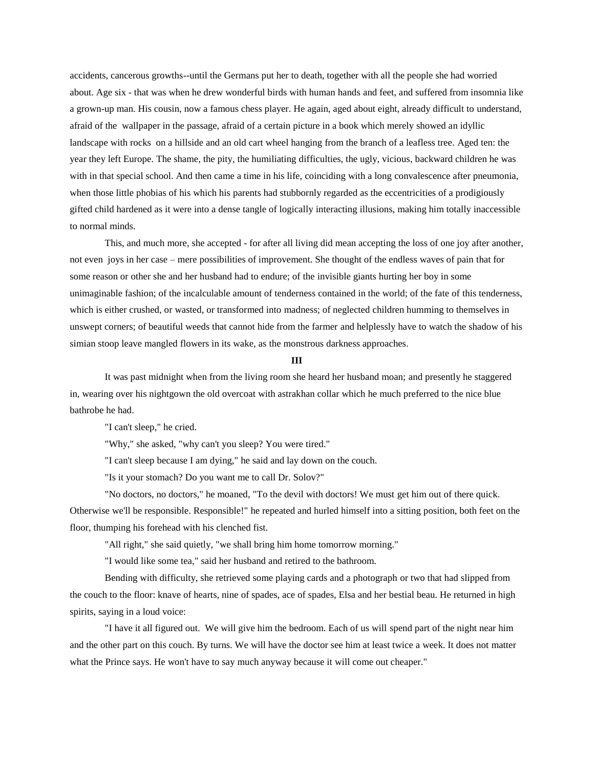accidents, cancerous growths--until the Germans put her to death, together with all the people she had worried about. Age six - that was when he drew wonderful birds with human hands and feet, and suffered from insomnia like a grown-up man. His cousin, now a famous chess player. He again, aged about eight, already difficult to understand, afraid of the wallpaper in the passage, afraid of a certain picture in a book which merely showed an idyllic landscape with rocks on a hillside and an old cart wheel hanging from the branch of a leafless tree. Aged ten: the year they left Europe. The shame, the pity, the humiliating difficulties, the ugly, vicious, backward children he was with in that special school. And then came a time in his life, coinciding with a long convalescence after pneumonia, when those little phobias of his which his parents had stubbornly regarded as the eccentricities of a prodigiously gifted child hardened as it were into a dense tangle of logically interacting illusions, making him totally inaccessible to normal minds.

This, and much more, she accepted - for after all living did mean accepting the loss of one joy after another, not even joys in her case – mere possibilities of improvement. She thought of the endless waves of pain that for some reason or other she and her husband had to endure; of the invisible giants hurting her boy in some unimaginable fashion; of the incalculable amount of tenderness contained in the world; of the fate of this tenderness, which is either crushed, or wasted, or transformed into madness; of neglected children humming to themselves in unswept corners; of beautiful weeds that cannot hide from the farmer and helplessly have to watch the shadow of his simian stoop leave mangled flowers in its wake, as the monstrous darkness approaches.

**III**

It was past midnight when from the living room she heard her husband moan; and presently he staggered in, wearing over his nightgown the old overcoat with astrakhan collar which he much preferred to the nice blue bathrobe he had.

"I can't sleep," he cried.

"Why," she asked, "why can't you sleep? You were tired."

"I can't sleep because I am dying," he said and lay down on the couch.

"Is it your stomach? Do you want me to call Dr. Solov?"

"No doctors, no doctors," he moaned, "To the devil with doctors! We must get him out of there quick. Otherwise we'll be responsible. Responsible!" he repeated and hurled himself into a sitting position, both feet on the floor, thumping his forehead with his clenched fist.

"All right," she said quietly, "we shall bring him home tomorrow morning."

"I would like some tea," said her husband and retired to the bathroom.

Bending with difficulty, she retrieved some playing cards and a photograph or two that had slipped from the couch to the floor: knave of hearts, nine of spades, ace of spades, Elsa and her bestial beau. He returned in high spirits, saying in a loud voice:

"I have it all figured out. We will give him the bedroom. Each of us will spend part of the night near him and the other part on this couch. By turns. We will have the doctor see him at least twice a week. It does not matter what the Prince says. He won't have to say much anyway because it will come out cheaper."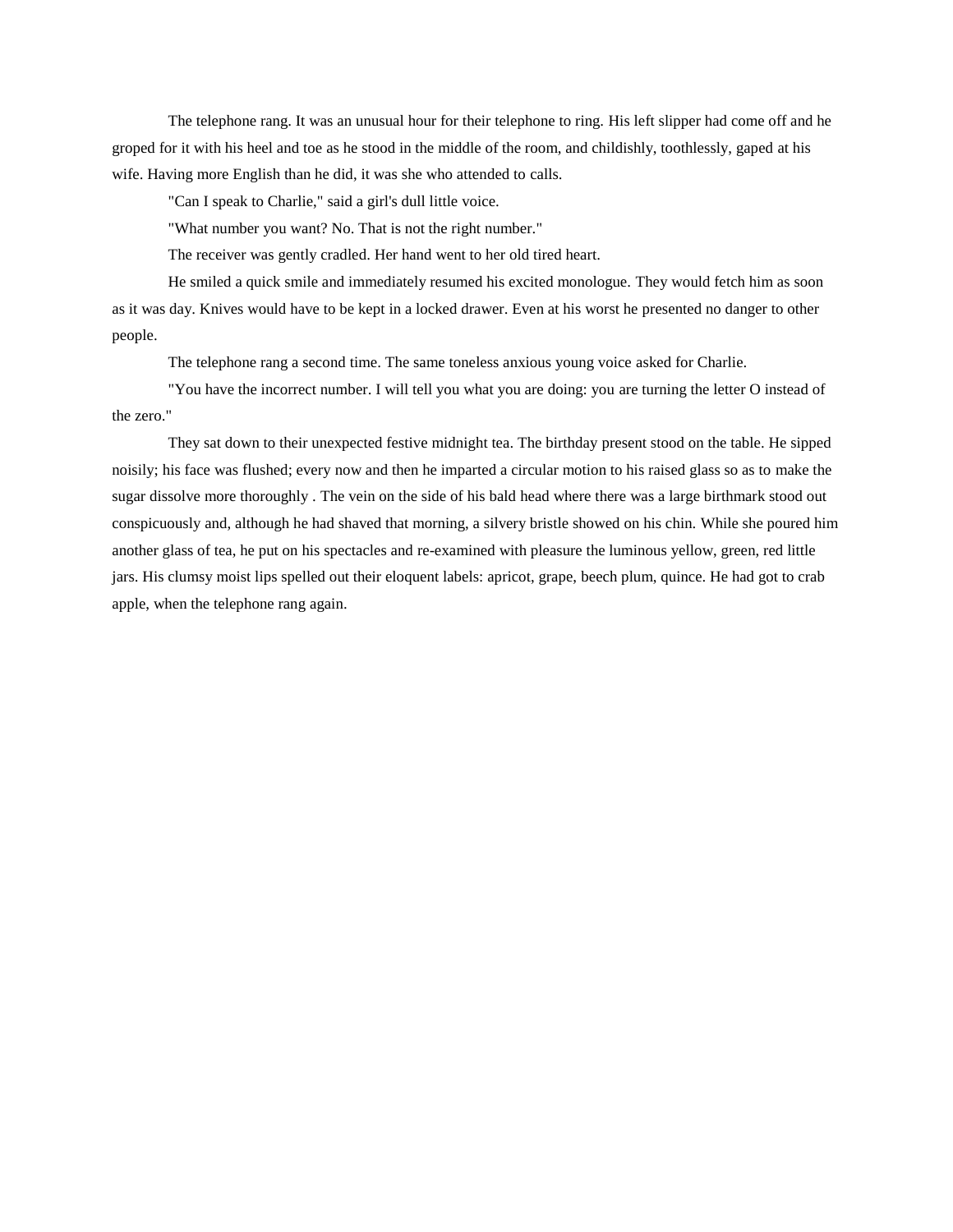The telephone rang. It was an unusual hour for their telephone to ring. His left slipper had come off and he groped for it with his heel and toe as he stood in the middle of the room, and childishly, toothlessly, gaped at his wife. Having more English than he did, it was she who attended to calls.

"Can I speak to Charlie," said a girl's dull little voice.

"What number you want? No. That is not the right number."

The receiver was gently cradled. Her hand went to her old tired heart.

He smiled a quick smile and immediately resumed his excited monologue. They would fetch him as soon as it was day. Knives would have to be kept in a locked drawer. Even at his worst he presented no danger to other people.

The telephone rang a second time. The same toneless anxious young voice asked for Charlie.

"You have the incorrect number. I will tell you what you are doing: you are turning the letter O instead of the zero."

They sat down to their unexpected festive midnight tea. The birthday present stood on the table. He sipped noisily; his face was flushed; every now and then he imparted a circular motion to his raised glass so as to make the sugar dissolve more thoroughly . The vein on the side of his bald head where there was a large birthmark stood out conspicuously and, although he had shaved that morning, a silvery bristle showed on his chin. While she poured him another glass of tea, he put on his spectacles and re-examined with pleasure the luminous yellow, green, red little jars. His clumsy moist lips spelled out their eloquent labels: apricot, grape, beech plum, quince. He had got to crab apple, when the telephone rang again.